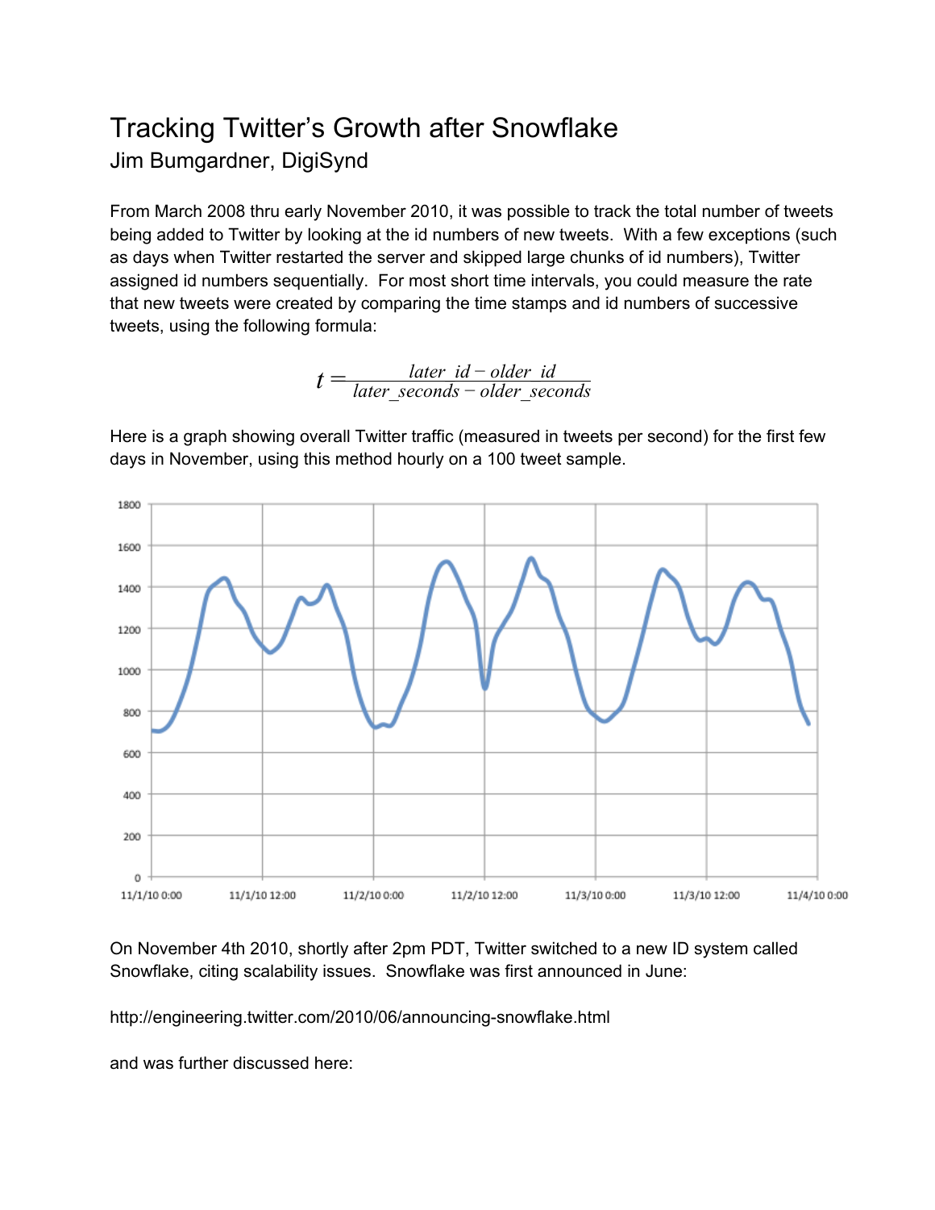# Tracking Twitter's Growth after Snowflake

## Jim Bumgardner, DigiSynd

From March 2008 thru early November 2010, it was possible to track the total number of tweets being added to Twitter by looking at the id numbers of new tweets. With a few exceptions (such as days when Twitter restarted the server and skipped large chunks of id numbers), Twitter assigned id numbers sequentially. For most short time intervals, you could measure the rate that new tweets were created by comparing the time stamps and id numbers of successive tweets, using the following formula:

$$t = \frac{later\_id - older\_id}{later\_seconds - older\_seconds}$$

Here is a graph showing overall Twitter traffic (measured in tweets per second) for the first few days in November, using this method hourly on a 100 tweet sample.

On November 4th 2010, shortly after 2pm PDT, Twitter switched to a new ID system called Snowflake, citing scalability issues. Snowflake was first announced in June:

http://engineering.twitter.com/2010/06/announcing-snowflake.html

and was further discussed here: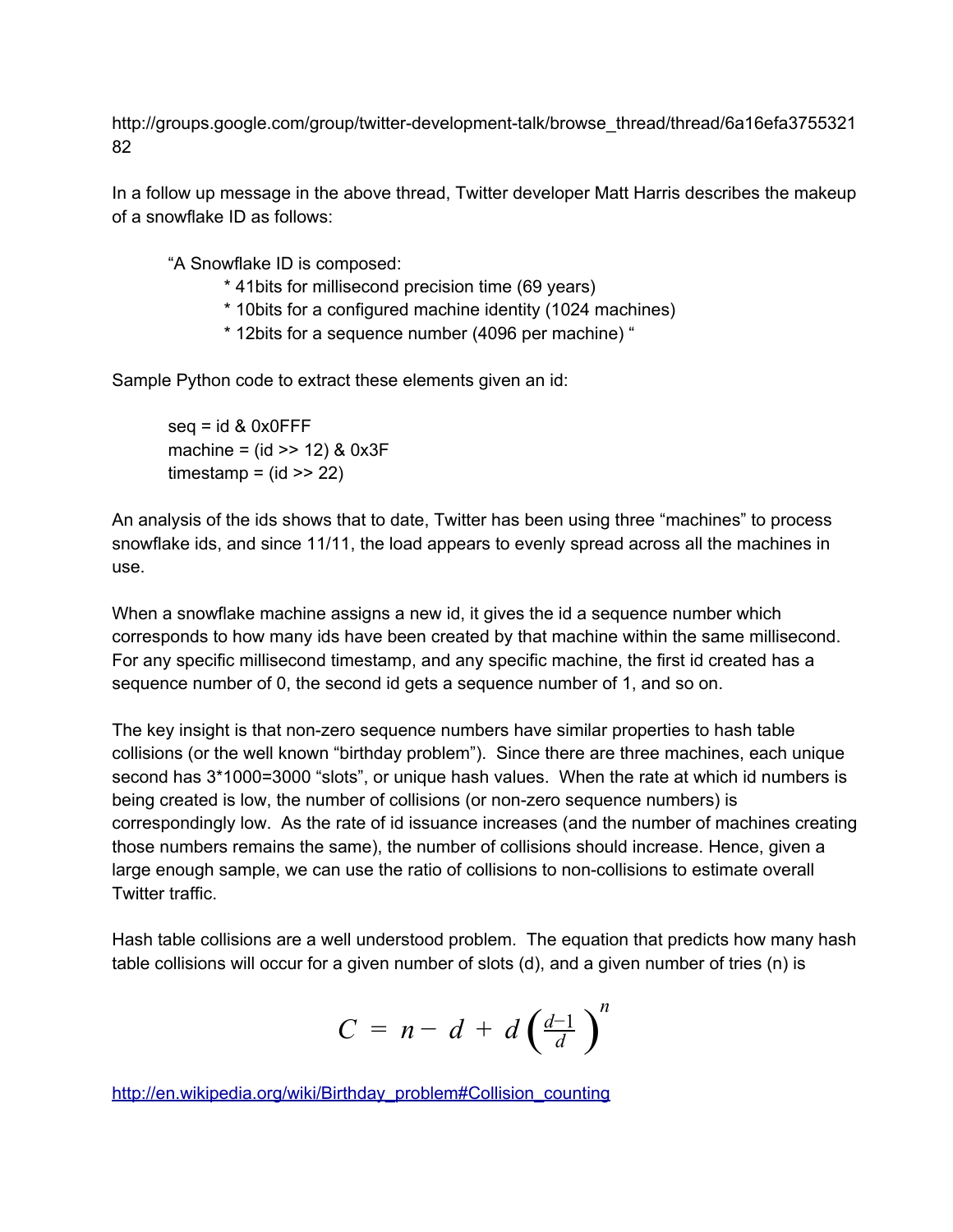http://groups.google.com/group/twitter-development-talk/browse_thread/thread/6a16efa375532182

In a follow up message in the above thread, Twitter developer Matt Harris describes the makeup of a snowflake ID as follows:

> "A Snowflake ID is composed:
>
> * 41bits for millisecond precision time (69 years)
> * 10bits for a configured machine identity (1024 machines)
> * 12bits for a sequence number (4096 per machine) "

Sample Python code to extract these elements given an id:

```
seq = id & 0x0FFF
machine = (id >> 12) & 0x3F
timestamp = (id >> 22)
```

An analysis of the ids shows that to date, Twitter has been using three "machines" to process snowflake ids, and since 11/11, the load appears to evenly spread across all the machines in use.

When a snowflake machine assigns a new id, it gives the id a sequence number which corresponds to how many ids have been created by that machine within the same millisecond. For any specific millisecond timestamp, and any specific machine, the first id created has a sequence number of 0, the second id gets a sequence number of 1, and so on.

The key insight is that non-zero sequence numbers have similar properties to hash table collisions (or the well known "birthday problem"). Since there are three machines, each unique second has 3*1000=3000 "slots", or unique hash values. When the rate at which id numbers is being created is low, the number of collisions (or non-zero sequence numbers) is correspondingly low. As the rate of id issuance increases (and the number of machines creating those numbers remains the same), the number of collisions should increase. Hence, given a large enough sample, we can use the ratio of collisions to non-collisions to estimate overall Twitter traffic.

Hash table collisions are a well understood problem. The equation that predicts how many hash table collisions will occur for a given number of slots (d), and a given number of tries (n) is

$$C = n - d + d\left(\frac{d-1}{d}\right)^{n}$$

http://en.wikipedia.org/wiki/Birthday_problem#Collision_counting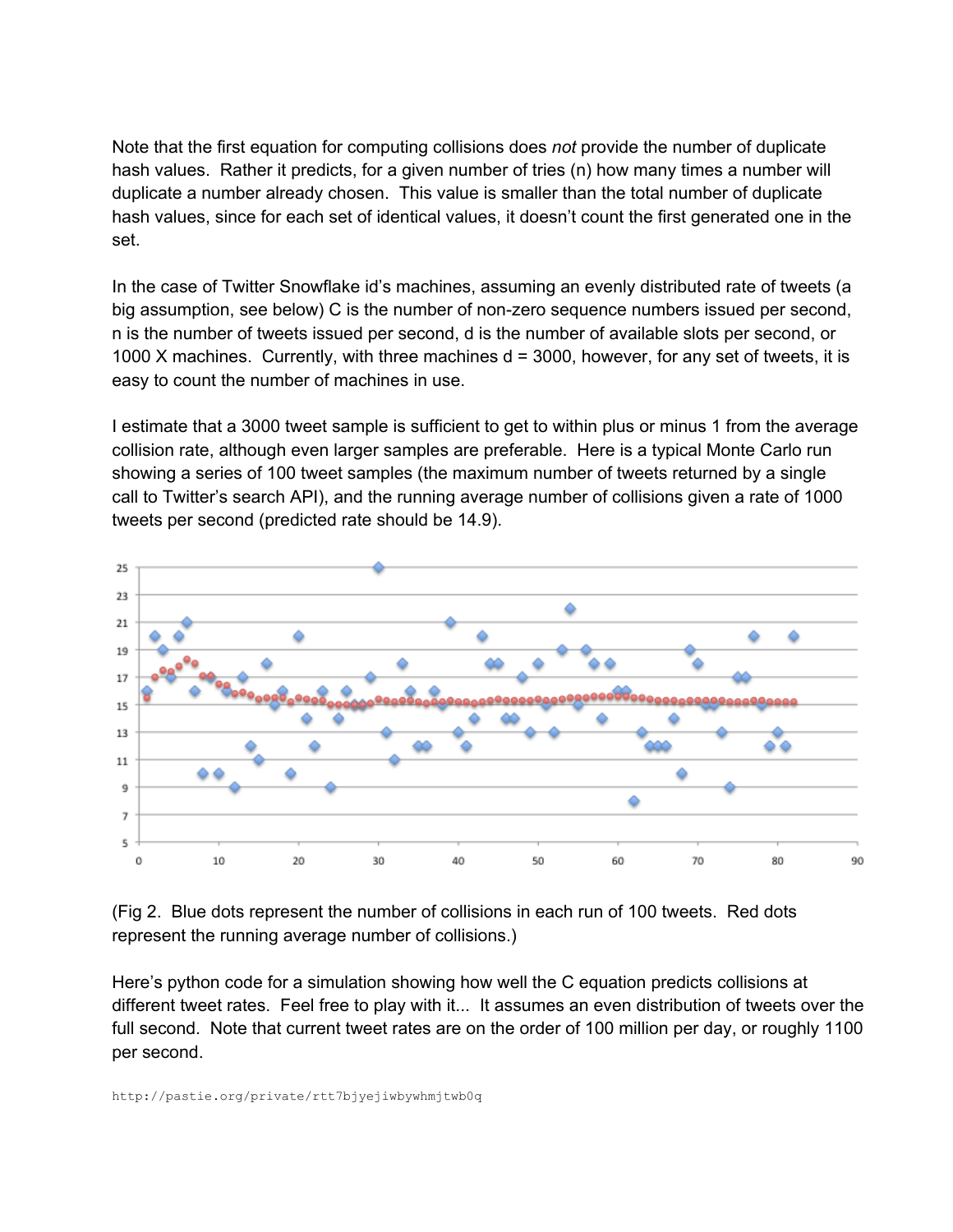Note that the first equation for computing collisions does *not* provide the number of duplicate hash values. Rather it predicts, for a given number of tries (n) how many times a number will duplicate a number already chosen. This value is smaller than the total number of duplicate hash values, since for each set of identical values, it doesn't count the first generated one in the set.

In the case of Twitter Snowflake id's machines, assuming an evenly distributed rate of tweets (a big assumption, see below) C is the number of non-zero sequence numbers issued per second, n is the number of tweets issued per second, d is the number of available slots per second, or 1000 X machines. Currently, with three machines d = 3000, however, for any set of tweets, it is easy to count the number of machines in use.

I estimate that a 3000 tweet sample is sufficient to get to within plus or minus 1 from the average collision rate, although even larger samples are preferable. Here is a typical Monte Carlo run showing a series of 100 tweet samples (the maximum number of tweets returned by a single call to Twitter's search API), and the running average number of collisions given a rate of 1000 tweets per second (predicted rate should be 14.9).

(Fig 2. Blue dots represent the number of collisions in each run of 100 tweets. Red dots represent the running average number of collisions.)

Here's python code for a simulation showing how well the C equation predicts collisions at different tweet rates. Feel free to play with it... It assumes an even distribution of tweets over the full second. Note that current tweet rates are on the order of 100 million per day, or roughly 1100 per second.

```
http://pastie.org/private/rtt7bjyejiwbywhmjtwb0q
```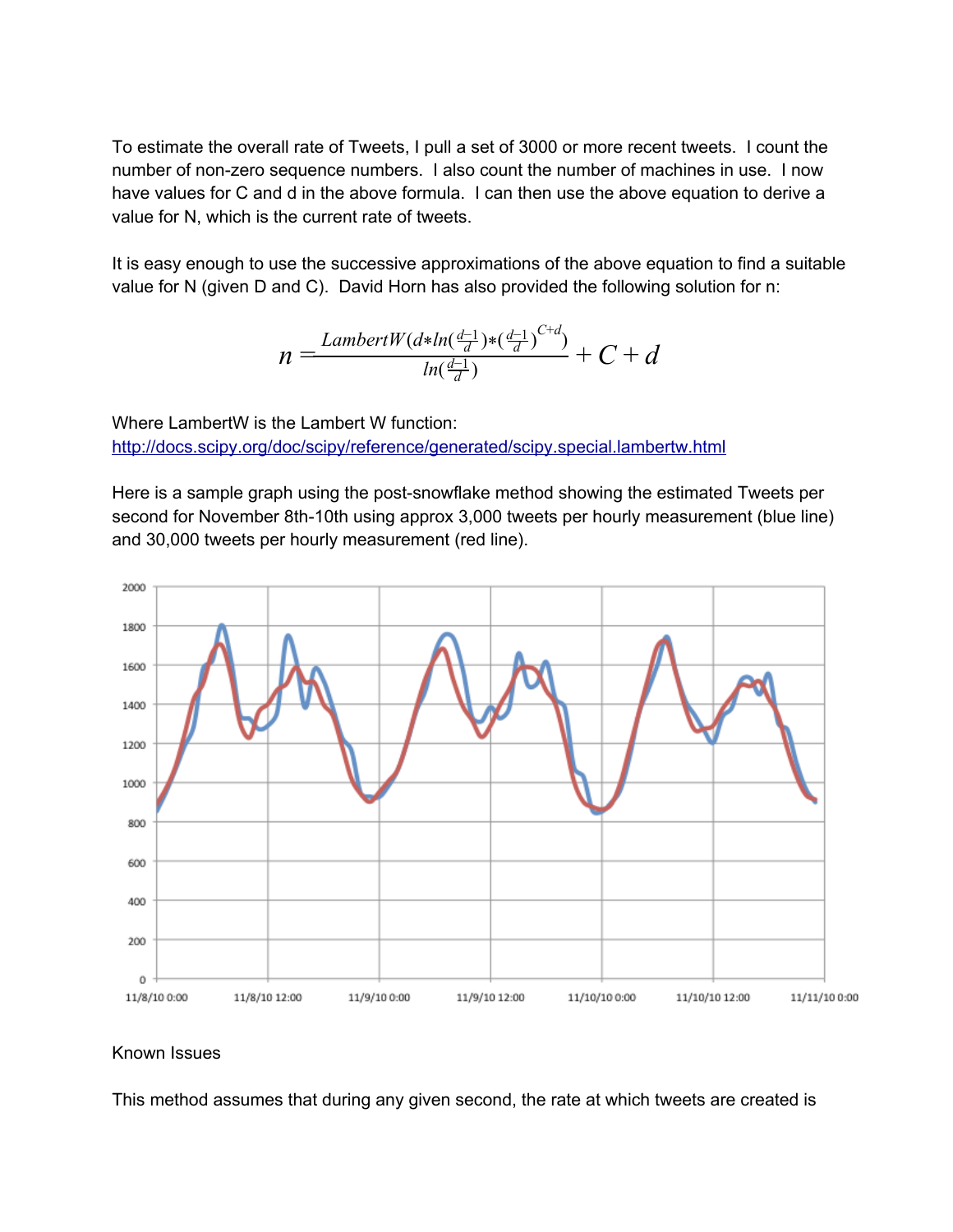To estimate the overall rate of Tweets, I pull a set of 3000 or more recent tweets. I count the number of non-zero sequence numbers. I also count the number of machines in use. I now have values for C and d in the above formula. I can then use the above equation to derive a value for N, which is the current rate of tweets.

It is easy enough to use the successive approximations of the above equation to find a suitable value for N (given D and C). David Horn has also provided the following solution for n:

$$n = \frac{LambertW(d*ln(\frac{d-1}{d})*(\frac{d-1}{d})^{C+d})}{ln(\frac{d-1}{d})} + C + d$$

Where LambertW is the Lambert W function:
[http://docs.scipy.org/doc/scipy/reference/generated/scipy.special.lambertw.html](http://docs.scipy.org/doc/scipy/reference/generated/scipy.special.lambertw.html)

Here is a sample graph using the post-snowflake method showing the estimated Tweets per second for November 8th-10th using approx 3,000 tweets per hourly measurement (blue line) and 30,000 tweets per hourly measurement (red line).

Known Issues

This method assumes that during any given second, the rate at which tweets are created is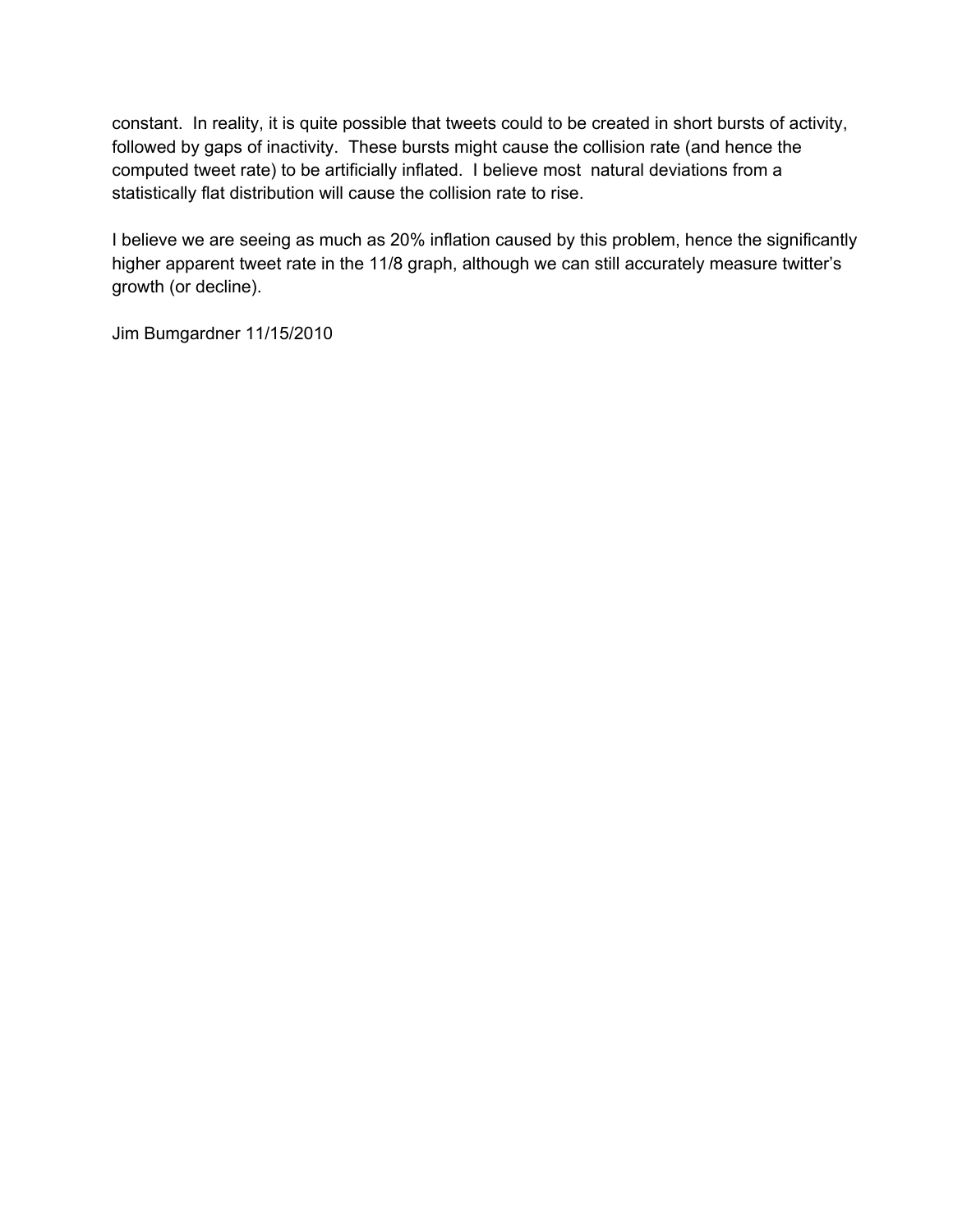constant. In reality, it is quite possible that tweets could to be created in short bursts of activity, followed by gaps of inactivity. These bursts might cause the collision rate (and hence the computed tweet rate) to be artificially inflated. I believe most natural deviations from a statistically flat distribution will cause the collision rate to rise.

I believe we are seeing as much as 20% inflation caused by this problem, hence the significantly higher apparent tweet rate in the 11/8 graph, although we can still accurately measure twitter's growth (or decline).

Jim Bumgardner 11/15/2010